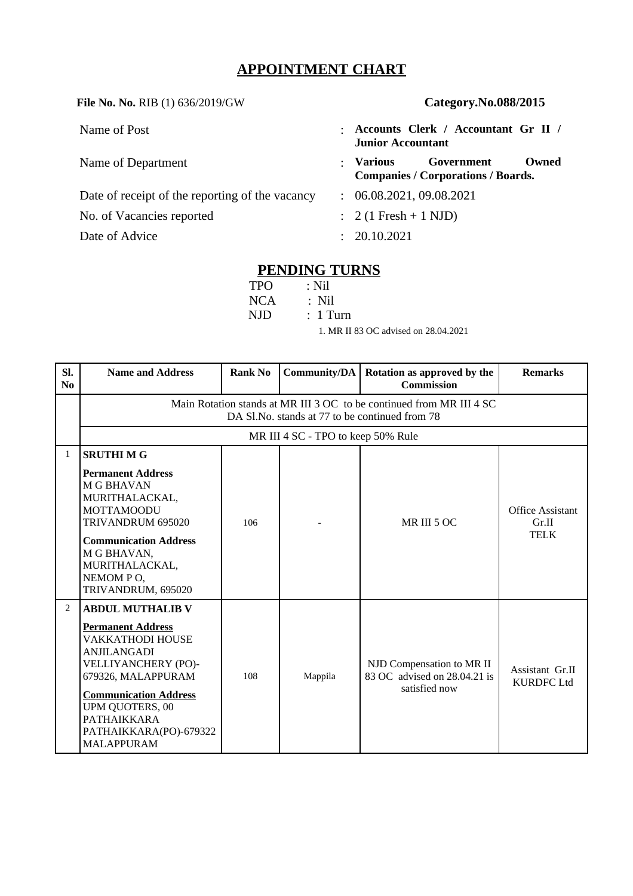# APPOINTMENT CHART

**File No. No.** RIB (1) 636/2019/GW **Category.No.088/2015**

| | | |
|---|---|---|
| Name of Post | : | **Accounts Clerk / Accountant Gr II / Junior Accountant** |
| Name of Department | : | **Various Government Owned Companies / Corporations / Boards.** |
| Date of receipt of the reporting of the vacancy | : | 06.08.2021, 09.08.2021 |
| No. of Vacancies reported | : | 2 (1 Fresh + 1 NJD) |
| Date of Advice | : | 20.10.2021 |

## PENDING TURNS

TPO : Nil
NCA : Nil
NJD : 1 Turn

1. MR II 83 OC advised on 28.04.2021

| Sl. No | Name and Address | Rank No | Community/DA | Rotation as approved by the Commission | Remarks |
|---|---|---|---|---|---|
| | Main Rotation stands at MR III 3 OC to be continued from MR III 4 SC<br>DA Sl.No. stands at 77 to be continued from 78 | | | | |
| | MR III 4 SC - TPO to keep 50% Rule | | | | |
| 1 | **SRUTHI M G**<br>**Permanent Address**<br>M G BHAVAN<br>MURITHALACKAL,<br>MOTTAMOODU<br>TRIVANDRUM 695020<br>**Communication Address**<br>M G BHAVAN,<br>MURITHALACKAL,<br>NEMOM P O,<br>TRIVANDRUM, 695020 | 106 | - | MR III 5 OC | Office Assistant Gr.II TELK |
| 2 | **ABDUL MUTHALIB V**<br>**Permanent Address**<br>VAKKATHODI HOUSE<br>ANJILANGADI<br>VELLIYANCHERY (PO)-<br>679326, MALAPPURAM<br>**Communication Address**<br>UPM QUOTERS, 00<br>PATHAIKKARA<br>PATHAIKKARA(PO)-679322<br>MALAPPURAM | 108 | Mappila | NJD Compensation to MR II 83 OC advised on 28.04.21 is satisfied now | Assistant Gr.II KURDFC Ltd |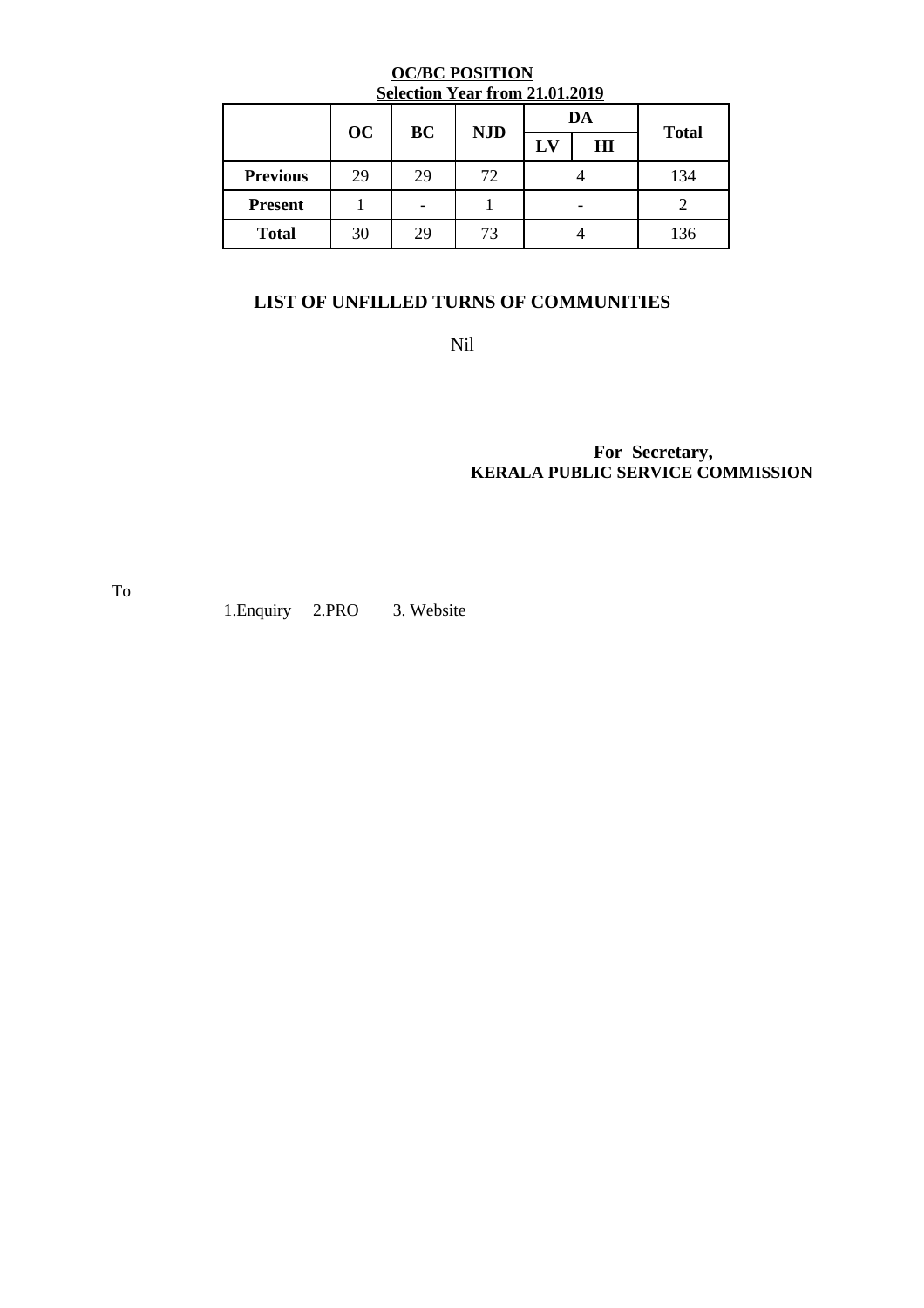**OC/BC POSITION**
**Selection Year from 21.01.2019**

| | OC | BC | NJD | DA | | Total |
|---|---|---|---|---|---|---|
| | | | | LV | HI | |
| **Previous** | 29 | 29 | 72 | 4 | | 134 |
| **Present** | 1 | - | 1 | - | | 2 |
| **Total** | 30 | 29 | 73 | 4 | | 136 |

**LIST OF UNFILLED TURNS OF COMMUNITIES**

Nil

**For Secretary,**
**KERALA PUBLIC SERVICE COMMISSION**

To

1.Enquiry 2.PRO 3. Website